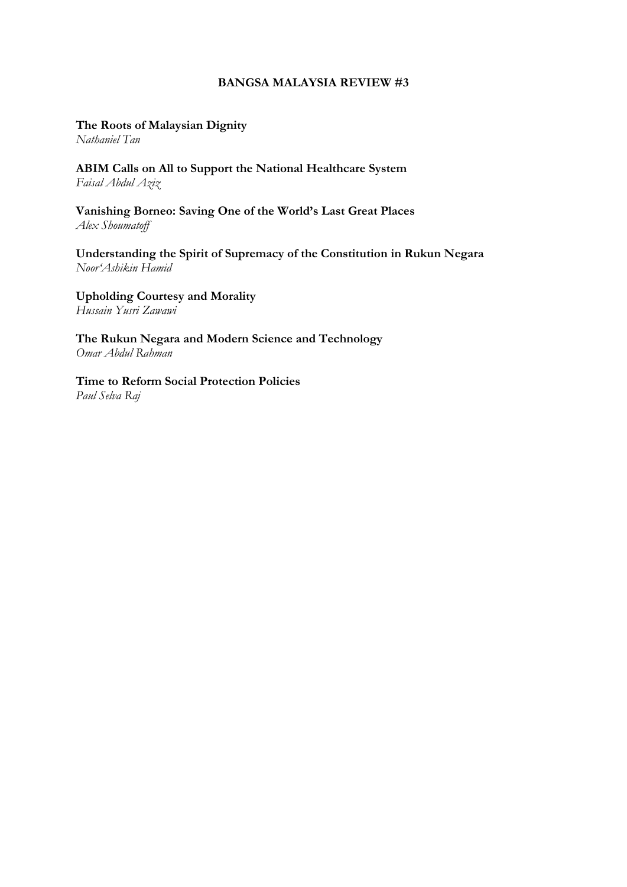# BANGSA MALAYSIA REVIEW #3

**The Roots of Malaysian Dignity**
*Nathaniel Tan*

**ABIM Calls on All to Support the National Healthcare System**
*Faisal Abdul Aziz*

**Vanishing Borneo: Saving One of the World's Last Great Places**
*Alex Shoumatoff*

**Understanding the Spirit of Supremacy of the Constitution in Rukun Negara**
*Noor'Ashikin Hamid*

**Upholding Courtesy and Morality**
*Hussain Yusri Zawawi*

**The Rukun Negara and Modern Science and Technology**
*Omar Abdul Rahman*

**Time to Reform Social Protection Policies**
*Paul Selva Raj*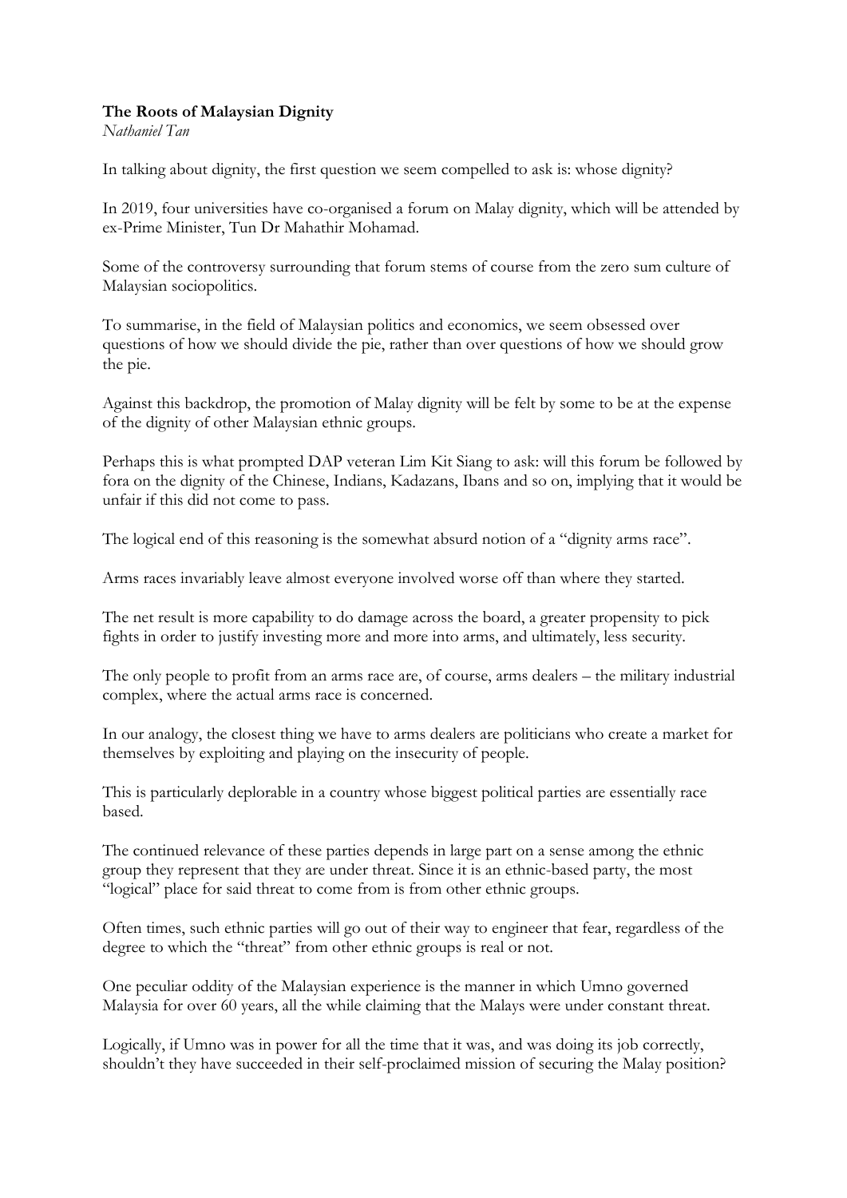**The Roots of Malaysian Dignity**

*Nathaniel Tan*

In talking about dignity, the first question we seem compelled to ask is: whose dignity?

In 2019, four universities have co-organised a forum on Malay dignity, which will be attended by ex-Prime Minister, Tun Dr Mahathir Mohamad.

Some of the controversy surrounding that forum stems of course from the zero sum culture of Malaysian sociopolitics.

To summarise, in the field of Malaysian politics and economics, we seem obsessed over questions of how we should divide the pie, rather than over questions of how we should grow the pie.

Against this backdrop, the promotion of Malay dignity will be felt by some to be at the expense of the dignity of other Malaysian ethnic groups.

Perhaps this is what prompted DAP veteran Lim Kit Siang to ask: will this forum be followed by fora on the dignity of the Chinese, Indians, Kadazans, Ibans and so on, implying that it would be unfair if this did not come to pass.

The logical end of this reasoning is the somewhat absurd notion of a "dignity arms race".

Arms races invariably leave almost everyone involved worse off than where they started.

The net result is more capability to do damage across the board, a greater propensity to pick fights in order to justify investing more and more into arms, and ultimately, less security.

The only people to profit from an arms race are, of course, arms dealers – the military industrial complex, where the actual arms race is concerned.

In our analogy, the closest thing we have to arms dealers are politicians who create a market for themselves by exploiting and playing on the insecurity of people.

This is particularly deplorable in a country whose biggest political parties are essentially race based.

The continued relevance of these parties depends in large part on a sense among the ethnic group they represent that they are under threat. Since it is an ethnic-based party, the most "logical" place for said threat to come from is from other ethnic groups.

Often times, such ethnic parties will go out of their way to engineer that fear, regardless of the degree to which the "threat" from other ethnic groups is real or not.

One peculiar oddity of the Malaysian experience is the manner in which Umno governed Malaysia for over 60 years, all the while claiming that the Malays were under constant threat.

Logically, if Umno was in power for all the time that it was, and was doing its job correctly, shouldn't they have succeeded in their self-proclaimed mission of securing the Malay position?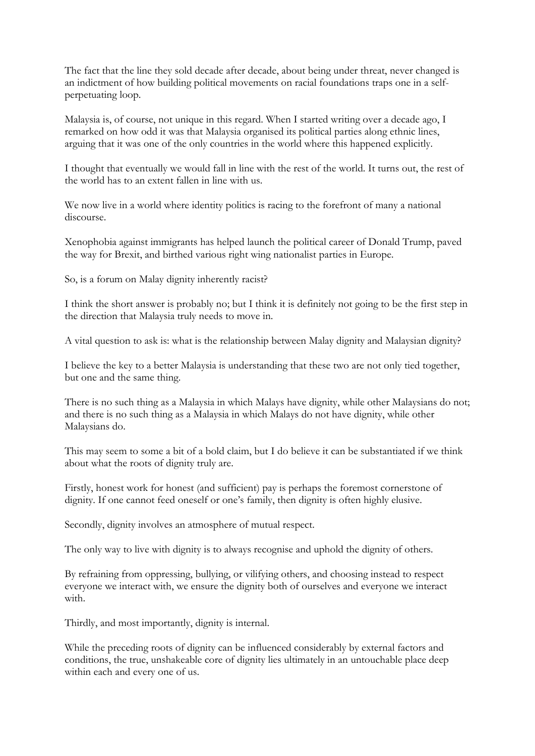The fact that the line they sold decade after decade, about being under threat, never changed is an indictment of how building political movements on racial foundations traps one in a self-perpetuating loop.

Malaysia is, of course, not unique in this regard. When I started writing over a decade ago, I remarked on how odd it was that Malaysia organised its political parties along ethnic lines, arguing that it was one of the only countries in the world where this happened explicitly.

I thought that eventually we would fall in line with the rest of the world. It turns out, the rest of the world has to an extent fallen in line with us.

We now live in a world where identity politics is racing to the forefront of many a national discourse.

Xenophobia against immigrants has helped launch the political career of Donald Trump, paved the way for Brexit, and birthed various right wing nationalist parties in Europe.

So, is a forum on Malay dignity inherently racist?

I think the short answer is probably no; but I think it is definitely not going to be the first step in the direction that Malaysia truly needs to move in.

A vital question to ask is: what is the relationship between Malay dignity and Malaysian dignity?

I believe the key to a better Malaysia is understanding that these two are not only tied together, but one and the same thing.

There is no such thing as a Malaysia in which Malays have dignity, while other Malaysians do not; and there is no such thing as a Malaysia in which Malays do not have dignity, while other Malaysians do.

This may seem to some a bit of a bold claim, but I do believe it can be substantiated if we think about what the roots of dignity truly are.

Firstly, honest work for honest (and sufficient) pay is perhaps the foremost cornerstone of dignity. If one cannot feed oneself or one's family, then dignity is often highly elusive.

Secondly, dignity involves an atmosphere of mutual respect.

The only way to live with dignity is to always recognise and uphold the dignity of others.

By refraining from oppressing, bullying, or vilifying others, and choosing instead to respect everyone we interact with, we ensure the dignity both of ourselves and everyone we interact with.

Thirdly, and most importantly, dignity is internal.

While the preceding roots of dignity can be influenced considerably by external factors and conditions, the true, unshakeable core of dignity lies ultimately in an untouchable place deep within each and every one of us.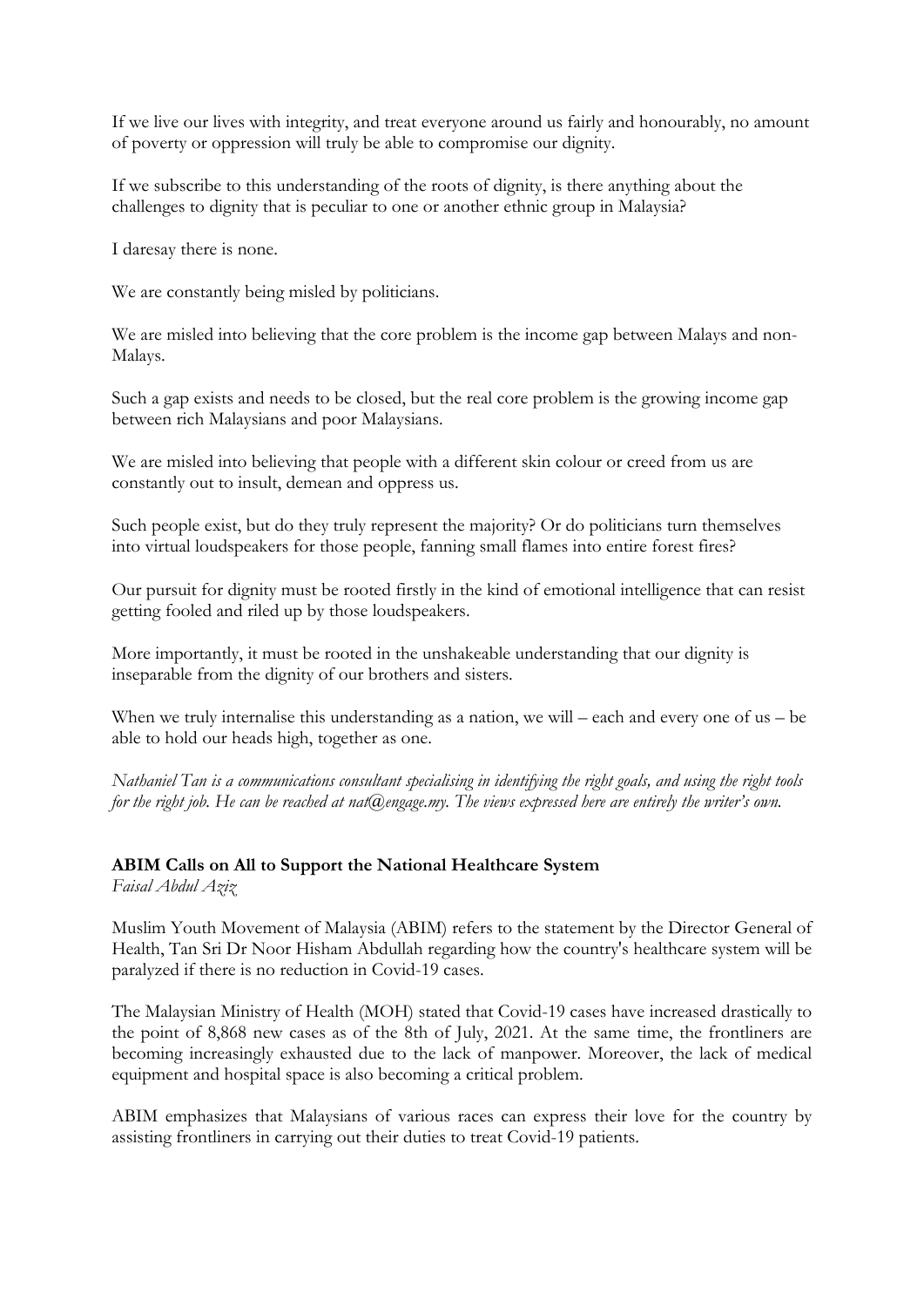If we live our lives with integrity, and treat everyone around us fairly and honourably, no amount of poverty or oppression will truly be able to compromise our dignity.

If we subscribe to this understanding of the roots of dignity, is there anything about the challenges to dignity that is peculiar to one or another ethnic group in Malaysia?

I daresay there is none.

We are constantly being misled by politicians.

We are misled into believing that the core problem is the income gap between Malays and non-Malays.

Such a gap exists and needs to be closed, but the real core problem is the growing income gap between rich Malaysians and poor Malaysians.

We are misled into believing that people with a different skin colour or creed from us are constantly out to insult, demean and oppress us.

Such people exist, but do they truly represent the majority? Or do politicians turn themselves into virtual loudspeakers for those people, fanning small flames into entire forest fires?

Our pursuit for dignity must be rooted firstly in the kind of emotional intelligence that can resist getting fooled and riled up by those loudspeakers.

More importantly, it must be rooted in the unshakeable understanding that our dignity is inseparable from the dignity of our brothers and sisters.

When we truly internalise this understanding as a nation, we will – each and every one of us – be able to hold our heads high, together as one.

*Nathaniel Tan is a communications consultant specialising in identifying the right goals, and using the right tools for the right job. He can be reached at nat@engage.my. The views expressed here are entirely the writer's own.*

**ABIM Calls on All to Support the National Healthcare System**
*Faisal Abdul Aziz*

Muslim Youth Movement of Malaysia (ABIM) refers to the statement by the Director General of Health, Tan Sri Dr Noor Hisham Abdullah regarding how the country's healthcare system will be paralyzed if there is no reduction in Covid-19 cases.

The Malaysian Ministry of Health (MOH) stated that Covid-19 cases have increased drastically to the point of 8,868 new cases as of the 8th of July, 2021. At the same time, the frontliners are becoming increasingly exhausted due to the lack of manpower. Moreover, the lack of medical equipment and hospital space is also becoming a critical problem.

ABIM emphasizes that Malaysians of various races can express their love for the country by assisting frontliners in carrying out their duties to treat Covid-19 patients.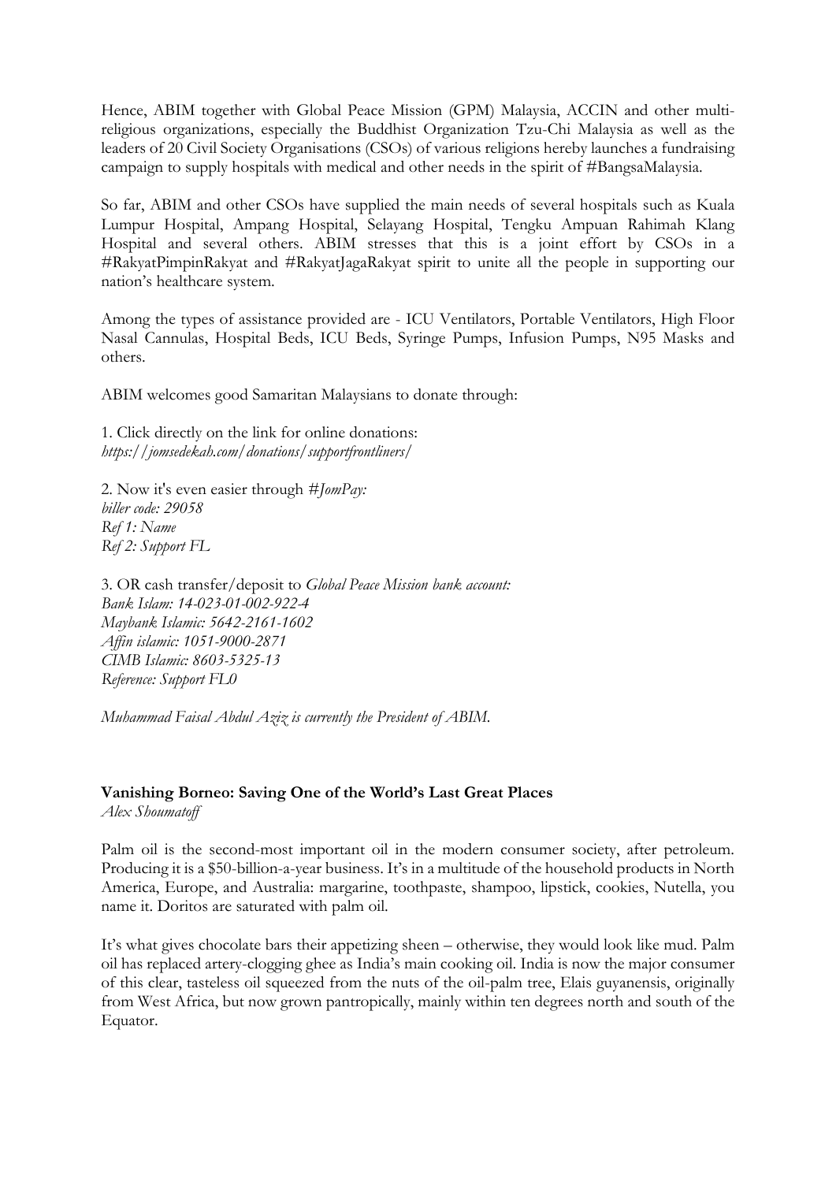Hence, ABIM together with Global Peace Mission (GPM) Malaysia, ACCIN and other multi-religious organizations, especially the Buddhist Organization Tzu-Chi Malaysia as well as the leaders of 20 Civil Society Organisations (CSOs) of various religions hereby launches a fundraising campaign to supply hospitals with medical and other needs in the spirit of #BangsaMalaysia.

So far, ABIM and other CSOs have supplied the main needs of several hospitals such as Kuala Lumpur Hospital, Ampang Hospital, Selayang Hospital, Tengku Ampuan Rahimah Klang Hospital and several others. ABIM stresses that this is a joint effort by CSOs in a #RakyatPimpinRakyat and #RakyatJagaRakyat spirit to unite all the people in supporting our nation's healthcare system.

Among the types of assistance provided are - ICU Ventilators, Portable Ventilators, High Floor Nasal Cannulas, Hospital Beds, ICU Beds, Syringe Pumps, Infusion Pumps, N95 Masks and others.

ABIM welcomes good Samaritan Malaysians to donate through:

1. Click directly on the link for online donations:
*https://jomsedekah.com/donations/supportfrontliners/*

2. Now it's even easier through *#JomPay:*
*biller code: 29058*
*Ref 1: Name*
*Ref 2: Support FL*

3. OR cash transfer/deposit to *Global Peace Mission bank account:*
*Bank Islam: 14-023-01-002-922-4*
*Maybank Islamic: 5642-2161-1602*
*Affin islamic: 1051-9000-2871*
*CIMB Islamic: 8603-5325-13*
*Reference: Support FL0*

*Muhammad Faisal Abdul Aziz is currently the President of ABIM.*

## Vanishing Borneo: Saving One of the World's Last Great Places

*Alex Shoumatoff*

Palm oil is the second-most important oil in the modern consumer society, after petroleum. Producing it is a $50-billion-a-year business. It's in a multitude of the household products in North America, Europe, and Australia: margarine, toothpaste, shampoo, lipstick, cookies, Nutella, you name it. Doritos are saturated with palm oil.

It's what gives chocolate bars their appetizing sheen – otherwise, they would look like mud. Palm oil has replaced artery-clogging ghee as India's main cooking oil. India is now the major consumer of this clear, tasteless oil squeezed from the nuts of the oil-palm tree, Elais guyanensis, originally from West Africa, but now grown pantropically, mainly within ten degrees north and south of the Equator.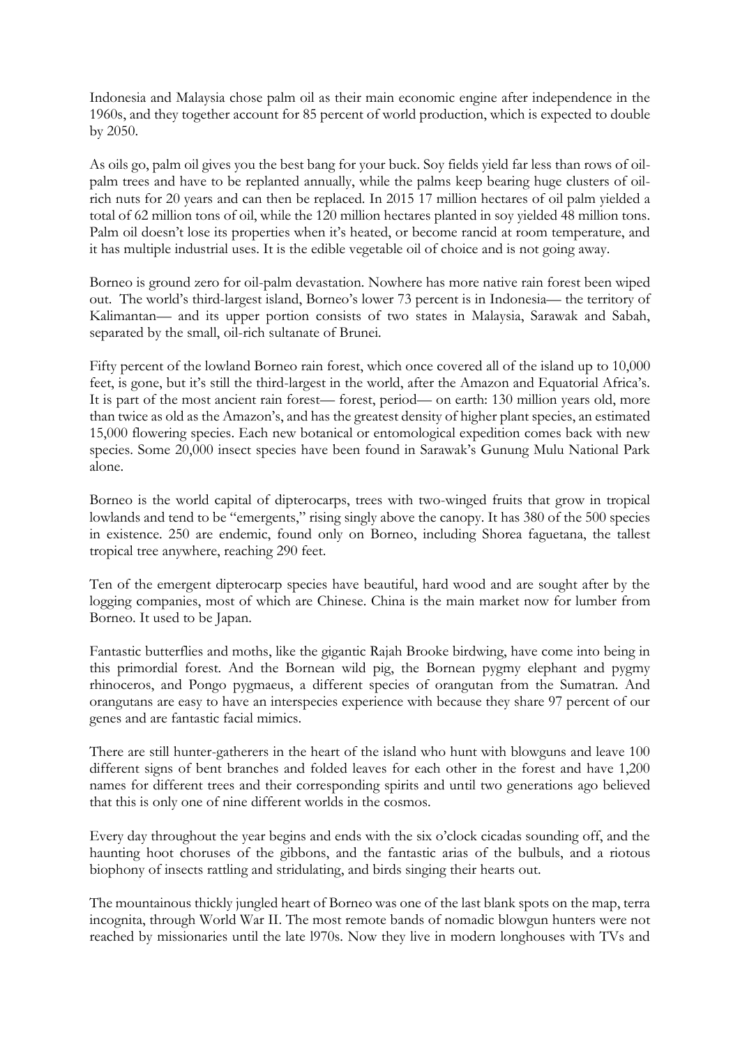Indonesia and Malaysia chose palm oil as their main economic engine after independence in the 1960s, and they together account for 85 percent of world production, which is expected to double by 2050.

As oils go, palm oil gives you the best bang for your buck. Soy fields yield far less than rows of oil-palm trees and have to be replanted annually, while the palms keep bearing huge clusters of oil-rich nuts for 20 years and can then be replaced. In 2015 17 million hectares of oil palm yielded a total of 62 million tons of oil, while the 120 million hectares planted in soy yielded 48 million tons. Palm oil doesn't lose its properties when it's heated, or become rancid at room temperature, and it has multiple industrial uses. It is the edible vegetable oil of choice and is not going away.

Borneo is ground zero for oil-palm devastation. Nowhere has more native rain forest been wiped out. The world's third-largest island, Borneo's lower 73 percent is in Indonesia— the territory of Kalimantan— and its upper portion consists of two states in Malaysia, Sarawak and Sabah, separated by the small, oil-rich sultanate of Brunei.

Fifty percent of the lowland Borneo rain forest, which once covered all of the island up to 10,000 feet, is gone, but it's still the third-largest in the world, after the Amazon and Equatorial Africa's. It is part of the most ancient rain forest— forest, period— on earth: 130 million years old, more than twice as old as the Amazon's, and has the greatest density of higher plant species, an estimated 15,000 flowering species. Each new botanical or entomological expedition comes back with new species. Some 20,000 insect species have been found in Sarawak's Gunung Mulu National Park alone.

Borneo is the world capital of dipterocarps, trees with two-winged fruits that grow in tropical lowlands and tend to be "emergents," rising singly above the canopy. It has 380 of the 500 species in existence. 250 are endemic, found only on Borneo, including Shorea faguetana, the tallest tropical tree anywhere, reaching 290 feet.

Ten of the emergent dipterocarp species have beautiful, hard wood and are sought after by the logging companies, most of which are Chinese. China is the main market now for lumber from Borneo. It used to be Japan.

Fantastic butterflies and moths, like the gigantic Rajah Brooke birdwing, have come into being in this primordial forest. And the Bornean wild pig, the Bornean pygmy elephant and pygmy rhinoceros, and Pongo pygmaeus, a different species of orangutan from the Sumatran. And orangutans are easy to have an interspecies experience with because they share 97 percent of our genes and are fantastic facial mimics.

There are still hunter-gatherers in the heart of the island who hunt with blowguns and leave 100 different signs of bent branches and folded leaves for each other in the forest and have 1,200 names for different trees and their corresponding spirits and until two generations ago believed that this is only one of nine different worlds in the cosmos.

Every day throughout the year begins and ends with the six o'clock cicadas sounding off, and the haunting hoot choruses of the gibbons, and the fantastic arias of the bulbuls, and a riotous biophony of insects rattling and stridulating, and birds singing their hearts out.

The mountainous thickly jungled heart of Borneo was one of the last blank spots on the map, terra incognita, through World War II. The most remote bands of nomadic blowgun hunters were not reached by missionaries until the late l970s. Now they live in modern longhouses with TVs and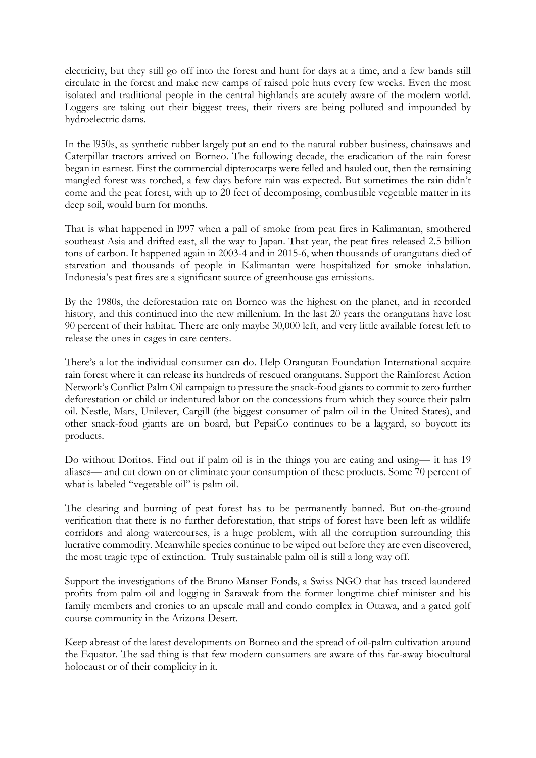electricity, but they still go off into the forest and hunt for days at a time, and a few bands still circulate in the forest and make new camps of raised pole huts every few weeks. Even the most isolated and traditional people in the central highlands are acutely aware of the modern world. Loggers are taking out their biggest trees, their rivers are being polluted and impounded by hydroelectric dams.

In the l950s, as synthetic rubber largely put an end to the natural rubber business, chainsaws and Caterpillar tractors arrived on Borneo. The following decade, the eradication of the rain forest began in earnest. First the commercial dipterocarps were felled and hauled out, then the remaining mangled forest was torched, a few days before rain was expected. But sometimes the rain didn't come and the peat forest, with up to 20 feet of decomposing, combustible vegetable matter in its deep soil, would burn for months.

That is what happened in l997 when a pall of smoke from peat fires in Kalimantan, smothered southeast Asia and drifted east, all the way to Japan. That year, the peat fires released 2.5 billion tons of carbon. It happened again in 2003-4 and in 2015-6, when thousands of orangutans died of starvation and thousands of people in Kalimantan were hospitalized for smoke inhalation. Indonesia's peat fires are a significant source of greenhouse gas emissions.

By the 1980s, the deforestation rate on Borneo was the highest on the planet, and in recorded history, and this continued into the new millenium. In the last 20 years the orangutans have lost 90 percent of their habitat. There are only maybe 30,000 left, and very little available forest left to release the ones in cages in care centers.

There's a lot the individual consumer can do. Help Orangutan Foundation International acquire rain forest where it can release its hundreds of rescued orangutans. Support the Rainforest Action Network's Conflict Palm Oil campaign to pressure the snack-food giants to commit to zero further deforestation or child or indentured labor on the concessions from which they source their palm oil. Nestle, Mars, Unilever, Cargill (the biggest consumer of palm oil in the United States), and other snack-food giants are on board, but PepsiCo continues to be a laggard, so boycott its products.

Do without Doritos. Find out if palm oil is in the things you are eating and using— it has 19 aliases— and cut down on or eliminate your consumption of these products. Some 70 percent of what is labeled "vegetable oil" is palm oil.

The clearing and burning of peat forest has to be permanently banned. But on-the-ground verification that there is no further deforestation, that strips of forest have been left as wildlife corridors and along watercourses, is a huge problem, with all the corruption surrounding this lucrative commodity. Meanwhile species continue to be wiped out before they are even discovered, the most tragic type of extinction. Truly sustainable palm oil is still a long way off.

Support the investigations of the Bruno Manser Fonds, a Swiss NGO that has traced laundered profits from palm oil and logging in Sarawak from the former longtime chief minister and his family members and cronies to an upscale mall and condo complex in Ottawa, and a gated golf course community in the Arizona Desert.

Keep abreast of the latest developments on Borneo and the spread of oil-palm cultivation around the Equator. The sad thing is that few modern consumers are aware of this far-away biocultural holocaust or of their complicity in it.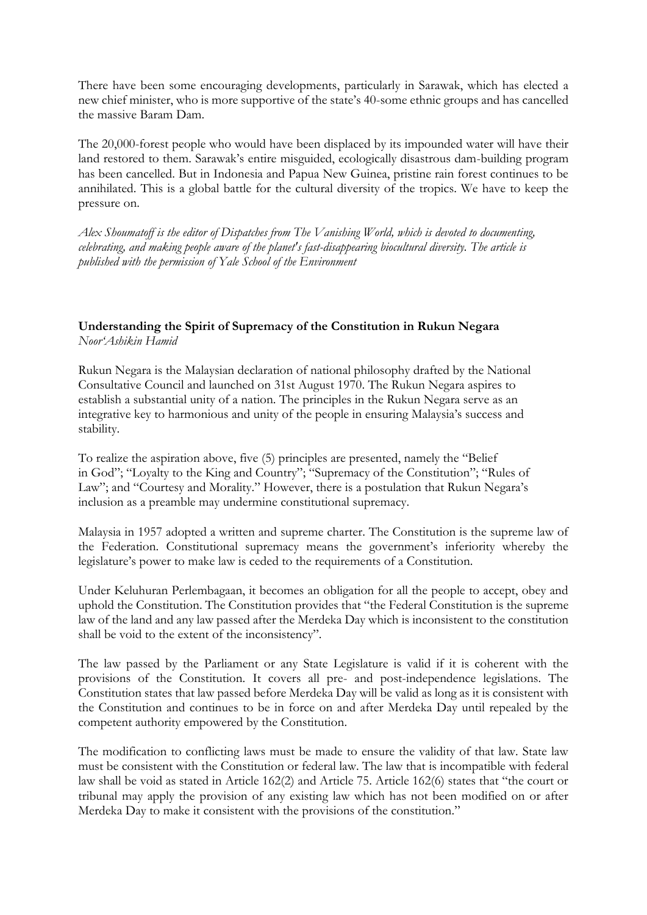There have been some encouraging developments, particularly in Sarawak, which has elected a new chief minister, who is more supportive of the state's 40-some ethnic groups and has cancelled the massive Baram Dam.

The 20,000-forest people who would have been displaced by its impounded water will have their land restored to them. Sarawak's entire misguided, ecologically disastrous dam-building program has been cancelled. But in Indonesia and Papua New Guinea, pristine rain forest continues to be annihilated. This is a global battle for the cultural diversity of the tropics. We have to keep the pressure on.

*Alex Shoumatoff is the editor of Dispatches from The Vanishing World, which is devoted to documenting, celebrating, and making people aware of the planet's fast-disappearing biocultural diversity. The article is published with the permission of Yale School of the Environment*

**Understanding the Spirit of Supremacy of the Constitution in Rukun Negara**
*Noor'Ashikin Hamid*

Rukun Negara is the Malaysian declaration of national philosophy drafted by the National Consultative Council and launched on 31st August 1970. The Rukun Negara aspires to establish a substantial unity of a nation. The principles in the Rukun Negara serve as an integrative key to harmonious and unity of the people in ensuring Malaysia's success and stability.

To realize the aspiration above, five (5) principles are presented, namely the "Belief in God"; "Loyalty to the King and Country"; "Supremacy of the Constitution"; "Rules of Law"; and "Courtesy and Morality." However, there is a postulation that Rukun Negara's inclusion as a preamble may undermine constitutional supremacy.

Malaysia in 1957 adopted a written and supreme charter. The Constitution is the supreme law of the Federation. Constitutional supremacy means the government's inferiority whereby the legislature's power to make law is ceded to the requirements of a Constitution.

Under Keluhuran Perlembagaan, it becomes an obligation for all the people to accept, obey and uphold the Constitution. The Constitution provides that "the Federal Constitution is the supreme law of the land and any law passed after the Merdeka Day which is inconsistent to the constitution shall be void to the extent of the inconsistency".

The law passed by the Parliament or any State Legislature is valid if it is coherent with the provisions of the Constitution. It covers all pre- and post-independence legislations. The Constitution states that law passed before Merdeka Day will be valid as long as it is consistent with the Constitution and continues to be in force on and after Merdeka Day until repealed by the competent authority empowered by the Constitution.

The modification to conflicting laws must be made to ensure the validity of that law. State law must be consistent with the Constitution or federal law. The law that is incompatible with federal law shall be void as stated in Article 162(2) and Article 75. Article 162(6) states that "the court or tribunal may apply the provision of any existing law which has not been modified on or after Merdeka Day to make it consistent with the provisions of the constitution."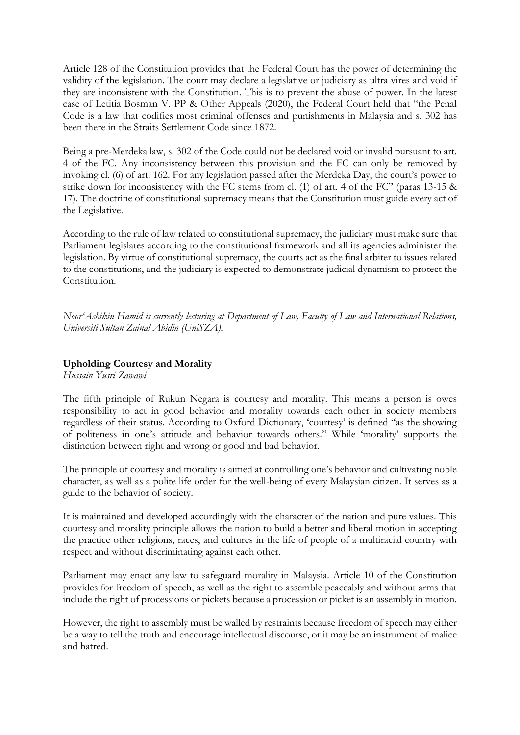Article 128 of the Constitution provides that the Federal Court has the power of determining the validity of the legislation. The court may declare a legislative or judiciary as ultra vires and void if they are inconsistent with the Constitution. This is to prevent the abuse of power. In the latest case of Letitia Bosman V. PP & Other Appeals (2020), the Federal Court held that "the Penal Code is a law that codifies most criminal offenses and punishments in Malaysia and s. 302 has been there in the Straits Settlement Code since 1872.

Being a pre-Merdeka law, s. 302 of the Code could not be declared void or invalid pursuant to art. 4 of the FC. Any inconsistency between this provision and the FC can only be removed by invoking cl. (6) of art. 162. For any legislation passed after the Merdeka Day, the court's power to strike down for inconsistency with the FC stems from cl. (1) of art. 4 of the FC" (paras 13-15 & 17). The doctrine of constitutional supremacy means that the Constitution must guide every act of the Legislative.

According to the rule of law related to constitutional supremacy, the judiciary must make sure that Parliament legislates according to the constitutional framework and all its agencies administer the legislation. By virtue of constitutional supremacy, the courts act as the final arbiter to issues related to the constitutions, and the judiciary is expected to demonstrate judicial dynamism to protect the Constitution.

*Noor'Ashikin Hamid is currently lecturing at Department of Law, Faculty of Law and International Relations, Universiti Sultan Zainal Abidin (UniSZA).*

**Upholding Courtesy and Morality**

*Hussain Yusri Zawawi*

The fifth principle of Rukun Negara is courtesy and morality. This means a person is owes responsibility to act in good behavior and morality towards each other in society members regardless of their status. According to Oxford Dictionary, 'courtesy' is defined "as the showing of politeness in one's attitude and behavior towards others." While 'morality' supports the distinction between right and wrong or good and bad behavior.

The principle of courtesy and morality is aimed at controlling one's behavior and cultivating noble character, as well as a polite life order for the well-being of every Malaysian citizen. It serves as a guide to the behavior of society.

It is maintained and developed accordingly with the character of the nation and pure values. This courtesy and morality principle allows the nation to build a better and liberal motion in accepting the practice other religions, races, and cultures in the life of people of a multiracial country with respect and without discriminating against each other.

Parliament may enact any law to safeguard morality in Malaysia. Article 10 of the Constitution provides for freedom of speech, as well as the right to assemble peaceably and without arms that include the right of processions or pickets because a procession or picket is an assembly in motion.

However, the right to assembly must be walled by restraints because freedom of speech may either be a way to tell the truth and encourage intellectual discourse, or it may be an instrument of malice and hatred.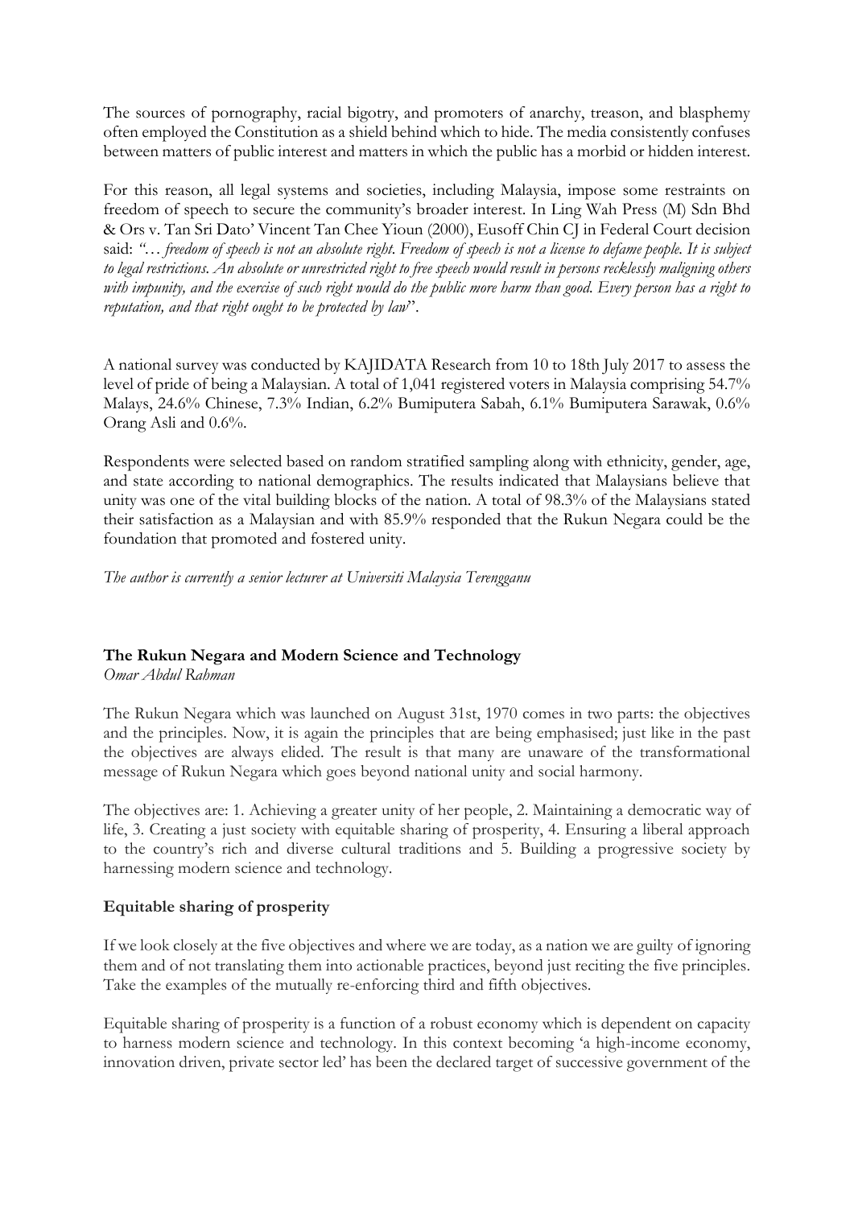The sources of pornography, racial bigotry, and promoters of anarchy, treason, and blasphemy often employed the Constitution as a shield behind which to hide. The media consistently confuses between matters of public interest and matters in which the public has a morbid or hidden interest.

For this reason, all legal systems and societies, including Malaysia, impose some restraints on freedom of speech to secure the community's broader interest. In Ling Wah Press (M) Sdn Bhd & Ors v. Tan Sri Dato' Vincent Tan Chee Yioun (2000), Eusoff Chin CJ in Federal Court decision said: *"… freedom of speech is not an absolute right. Freedom of speech is not a license to defame people. It is subject to legal restrictions. An absolute or unrestricted right to free speech would result in persons recklessly maligning others with impunity, and the exercise of such right would do the public more harm than good. Every person has a right to reputation, and that right ought to be protected by law*".

A national survey was conducted by KAJIDATA Research from 10 to 18th July 2017 to assess the level of pride of being a Malaysian. A total of 1,041 registered voters in Malaysia comprising 54.7% Malays, 24.6% Chinese, 7.3% Indian, 6.2% Bumiputera Sabah, 6.1% Bumiputera Sarawak, 0.6% Orang Asli and 0.6%.

Respondents were selected based on random stratified sampling along with ethnicity, gender, age, and state according to national demographics. The results indicated that Malaysians believe that unity was one of the vital building blocks of the nation. A total of 98.3% of the Malaysians stated their satisfaction as a Malaysian and with 85.9% responded that the Rukun Negara could be the foundation that promoted and fostered unity.

*The author is currently a senior lecturer at Universiti Malaysia Terengganu*

## The Rukun Negara and Modern Science and Technology

*Omar Abdul Rahman*

The Rukun Negara which was launched on August 31st, 1970 comes in two parts: the objectives and the principles. Now, it is again the principles that are being emphasised; just like in the past the objectives are always elided. The result is that many are unaware of the transformational message of Rukun Negara which goes beyond national unity and social harmony.

The objectives are: 1. Achieving a greater unity of her people, 2. Maintaining a democratic way of life, 3. Creating a just society with equitable sharing of prosperity, 4. Ensuring a liberal approach to the country's rich and diverse cultural traditions and 5. Building a progressive society by harnessing modern science and technology.

### Equitable sharing of prosperity

If we look closely at the five objectives and where we are today, as a nation we are guilty of ignoring them and of not translating them into actionable practices, beyond just reciting the five principles. Take the examples of the mutually re-enforcing third and fifth objectives.

Equitable sharing of prosperity is a function of a robust economy which is dependent on capacity to harness modern science and technology. In this context becoming 'a high-income economy, innovation driven, private sector led' has been the declared target of successive government of the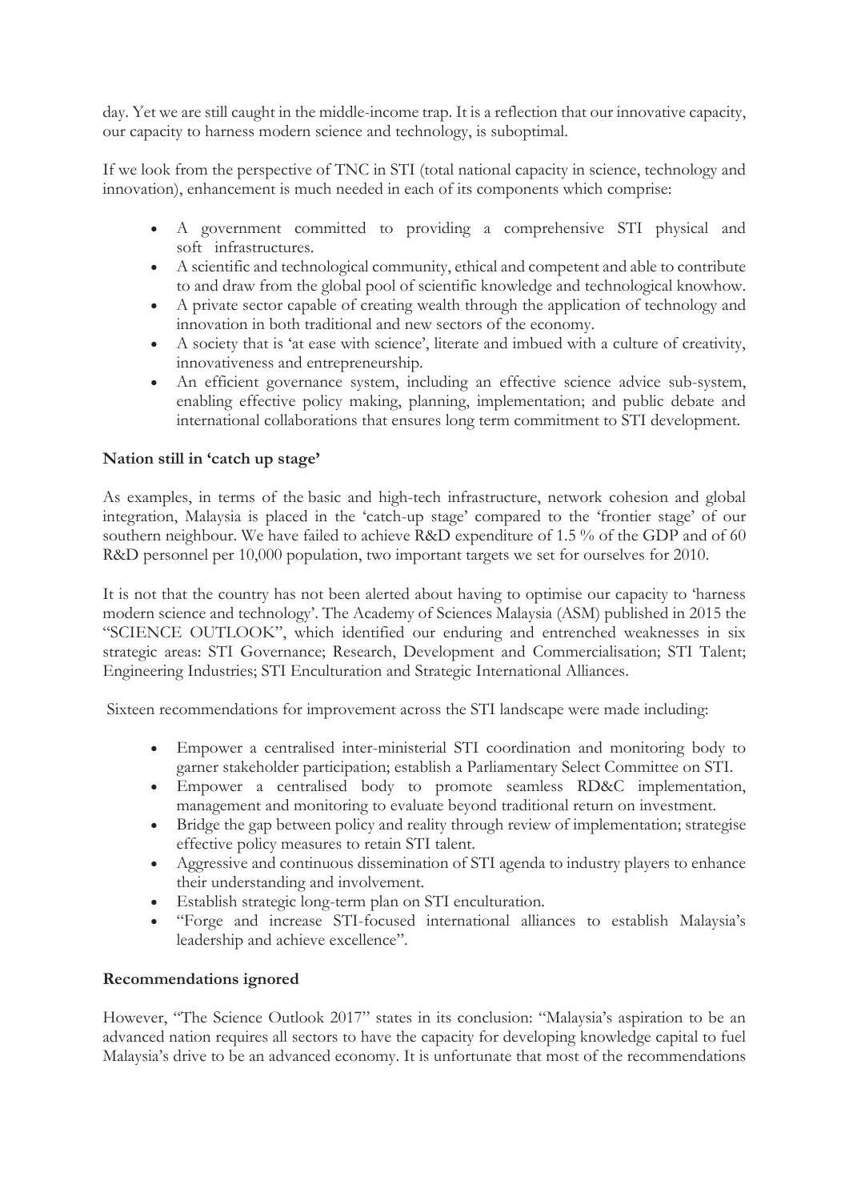day. Yet we are still caught in the middle-income trap. It is a reflection that our innovative capacity, our capacity to harness modern science and technology, is suboptimal.

If we look from the perspective of TNC in STI (total national capacity in science, technology and innovation), enhancement is much needed in each of its components which comprise:

- A government committed to providing a comprehensive STI physical and soft infrastructures.
- A scientific and technological community, ethical and competent and able to contribute to and draw from the global pool of scientific knowledge and technological knowhow.
- A private sector capable of creating wealth through the application of technology and innovation in both traditional and new sectors of the economy.
- A society that is 'at ease with science', literate and imbued with a culture of creativity, innovativeness and entrepreneurship.
- An efficient governance system, including an effective science advice sub-system, enabling effective policy making, planning, implementation; and public debate and international collaborations that ensures long term commitment to STI development.

**Nation still in 'catch up stage'**

As examples, in terms of the basic and high-tech infrastructure, network cohesion and global integration, Malaysia is placed in the 'catch-up stage' compared to the 'frontier stage' of our southern neighbour. We have failed to achieve R&D expenditure of 1.5 % of the GDP and of 60 R&D personnel per 10,000 population, two important targets we set for ourselves for 2010.

It is not that the country has not been alerted about having to optimise our capacity to 'harness modern science and technology'. The Academy of Sciences Malaysia (ASM) published in 2015 the "SCIENCE OUTLOOK", which identified our enduring and entrenched weaknesses in six strategic areas: STI Governance; Research, Development and Commercialisation; STI Talent; Engineering Industries; STI Enculturation and Strategic International Alliances.

Sixteen recommendations for improvement across the STI landscape were made including:

- Empower a centralised inter-ministerial STI coordination and monitoring body to garner stakeholder participation; establish a Parliamentary Select Committee on STI.
- Empower a centralised body to promote seamless RD&C implementation, management and monitoring to evaluate beyond traditional return on investment.
- Bridge the gap between policy and reality through review of implementation; strategise effective policy measures to retain STI talent.
- Aggressive and continuous dissemination of STI agenda to industry players to enhance their understanding and involvement.
- Establish strategic long-term plan on STI enculturation.
- "Forge and increase STI-focused international alliances to establish Malaysia's leadership and achieve excellence".

**Recommendations ignored**

However, "The Science Outlook 2017" states in its conclusion: "Malaysia's aspiration to be an advanced nation requires all sectors to have the capacity for developing knowledge capital to fuel Malaysia's drive to be an advanced economy. It is unfortunate that most of the recommendations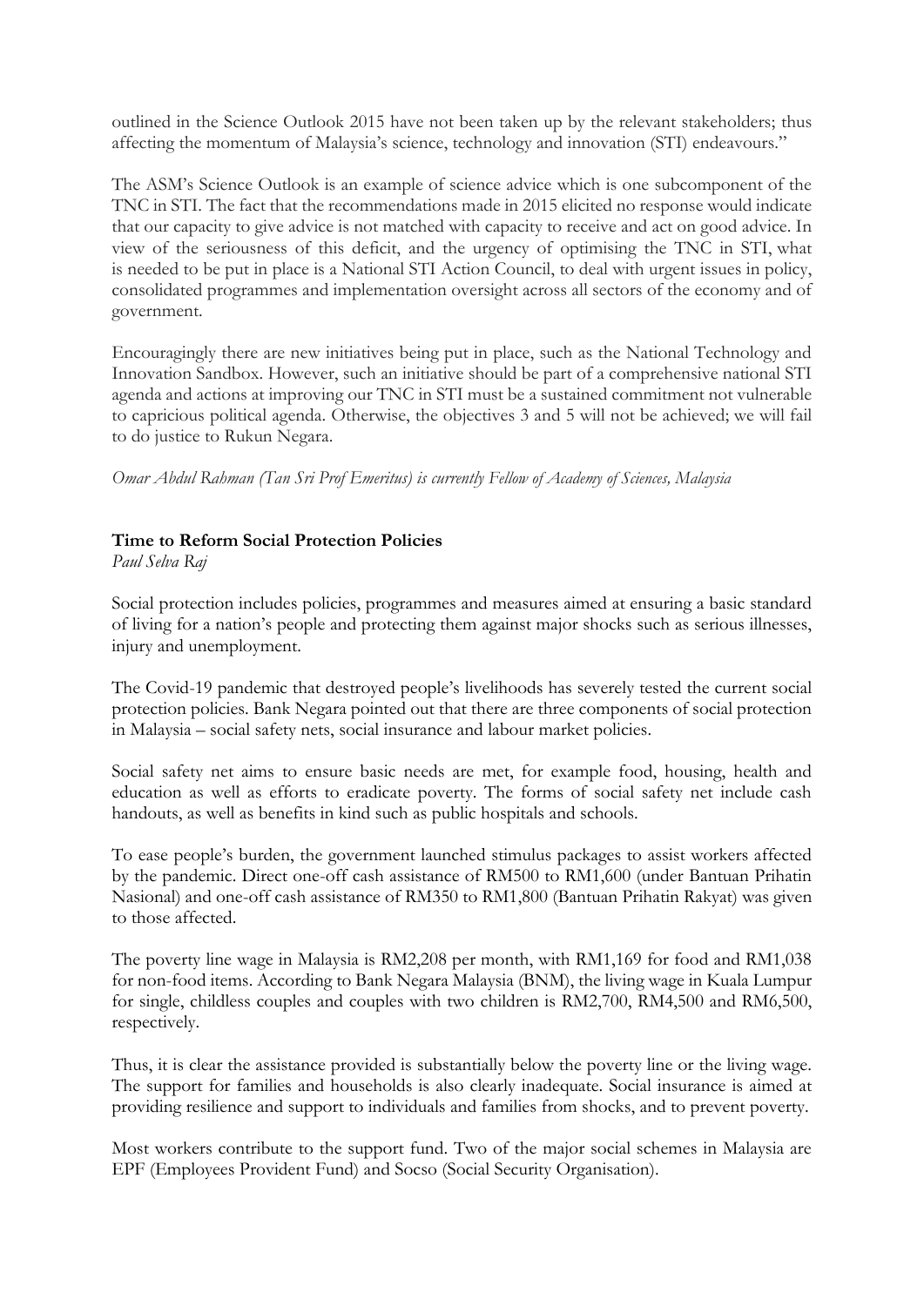outlined in the Science Outlook 2015 have not been taken up by the relevant stakeholders; thus affecting the momentum of Malaysia's science, technology and innovation (STI) endeavours."

The ASM's Science Outlook is an example of science advice which is one subcomponent of the TNC in STI. The fact that the recommendations made in 2015 elicited no response would indicate that our capacity to give advice is not matched with capacity to receive and act on good advice. In view of the seriousness of this deficit, and the urgency of optimising the TNC in STI, what is needed to be put in place is a National STI Action Council, to deal with urgent issues in policy, consolidated programmes and implementation oversight across all sectors of the economy and of government.

Encouragingly there are new initiatives being put in place, such as the National Technology and Innovation Sandbox. However, such an initiative should be part of a comprehensive national STI agenda and actions at improving our TNC in STI must be a sustained commitment not vulnerable to capricious political agenda. Otherwise, the objectives 3 and 5 will not be achieved; we will fail to do justice to Rukun Negara.

*Omar Abdul Rahman (Tan Sri Prof Emeritus) is currently Fellow of Academy of Sciences, Malaysia*

## Time to Reform Social Protection Policies

*Paul Selva Raj*

Social protection includes policies, programmes and measures aimed at ensuring a basic standard of living for a nation's people and protecting them against major shocks such as serious illnesses, injury and unemployment.

The Covid-19 pandemic that destroyed people's livelihoods has severely tested the current social protection policies. Bank Negara pointed out that there are three components of social protection in Malaysia – social safety nets, social insurance and labour market policies.

Social safety net aims to ensure basic needs are met, for example food, housing, health and education as well as efforts to eradicate poverty. The forms of social safety net include cash handouts, as well as benefits in kind such as public hospitals and schools.

To ease people's burden, the government launched stimulus packages to assist workers affected by the pandemic. Direct one-off cash assistance of RM500 to RM1,600 (under Bantuan Prihatin Nasional) and one-off cash assistance of RM350 to RM1,800 (Bantuan Prihatin Rakyat) was given to those affected.

The poverty line wage in Malaysia is RM2,208 per month, with RM1,169 for food and RM1,038 for non-food items. According to Bank Negara Malaysia (BNM), the living wage in Kuala Lumpur for single, childless couples and couples with two children is RM2,700, RM4,500 and RM6,500, respectively.

Thus, it is clear the assistance provided is substantially below the poverty line or the living wage. The support for families and households is also clearly inadequate. Social insurance is aimed at providing resilience and support to individuals and families from shocks, and to prevent poverty.

Most workers contribute to the support fund. Two of the major social schemes in Malaysia are EPF (Employees Provident Fund) and Socso (Social Security Organisation).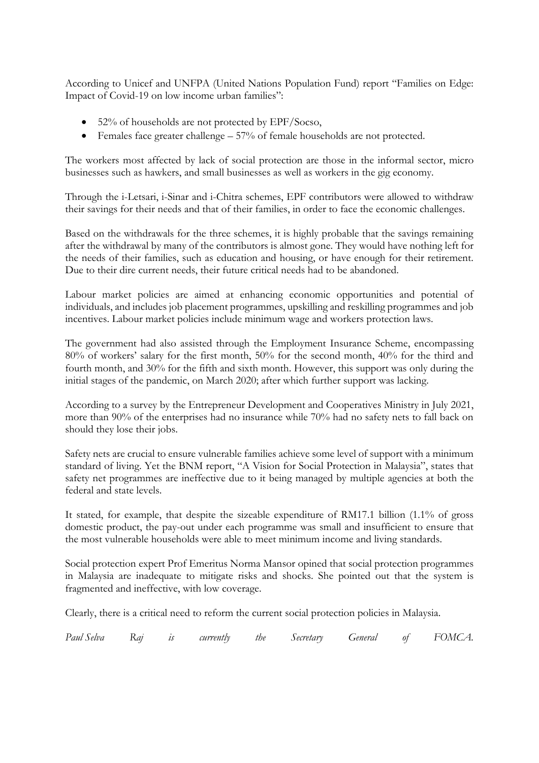According to Unicef and UNFPA (United Nations Population Fund) report "Families on Edge: Impact of Covid-19 on low income urban families":

- 52% of households are not protected by EPF/Socso,
- Females face greater challenge – 57% of female households are not protected.

The workers most affected by lack of social protection are those in the informal sector, micro businesses such as hawkers, and small businesses as well as workers in the gig economy.

Through the i-Letsari, i-Sinar and i-Chitra schemes, EPF contributors were allowed to withdraw their savings for their needs and that of their families, in order to face the economic challenges.

Based on the withdrawals for the three schemes, it is highly probable that the savings remaining after the withdrawal by many of the contributors is almost gone. They would have nothing left for the needs of their families, such as education and housing, or have enough for their retirement. Due to their dire current needs, their future critical needs had to be abandoned.

Labour market policies are aimed at enhancing economic opportunities and potential of individuals, and includes job placement programmes, upskilling and reskilling programmes and job incentives. Labour market policies include minimum wage and workers protection laws.

The government had also assisted through the Employment Insurance Scheme, encompassing 80% of workers' salary for the first month, 50% for the second month, 40% for the third and fourth month, and 30% for the fifth and sixth month. However, this support was only during the initial stages of the pandemic, on March 2020; after which further support was lacking.

According to a survey by the Entrepreneur Development and Cooperatives Ministry in July 2021, more than 90% of the enterprises had no insurance while 70% had no safety nets to fall back on should they lose their jobs.

Safety nets are crucial to ensure vulnerable families achieve some level of support with a minimum standard of living. Yet the BNM report, "A Vision for Social Protection in Malaysia", states that safety net programmes are ineffective due to it being managed by multiple agencies at both the federal and state levels.

It stated, for example, that despite the sizeable expenditure of RM17.1 billion (1.1% of gross domestic product, the pay-out under each programme was small and insufficient to ensure that the most vulnerable households were able to meet minimum income and living standards.

Social protection expert Prof Emeritus Norma Mansor opined that social protection programmes in Malaysia are inadequate to mitigate risks and shocks. She pointed out that the system is fragmented and ineffective, with low coverage.

Clearly, there is a critical need to reform the current social protection policies in Malaysia.

*Paul Selva Raj is currently the Secretary General of FOMCA.*